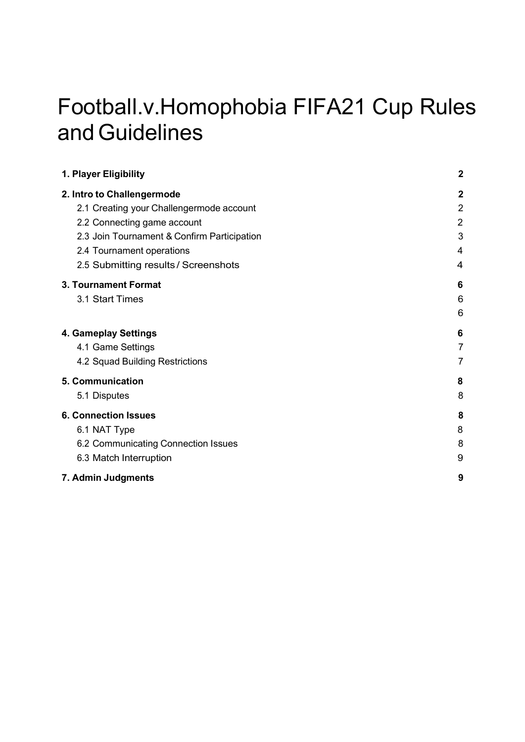# Football.v.Homophobia FIFA21 Cup Rules and Guidelines

| | |
|---|---|
| **1. Player Eligibility** | **2** |
| **2. Intro to Challengermode** | **2** |
| 2.1 Creating your Challengermode account | 2 |
| 2.2 Connecting game account | 2 |
| 2.3 Join Tournament & Confirm Participation | 3 |
| 2.4 Tournament operations | 4 |
| 2.5 Submitting results / Screenshots | 4 |
| **3. Tournament Format** | **6** |
| 3.1 Start Times | 6 |
| | 6 |
| **4. Gameplay Settings** | **6** |
| 4.1 Game Settings | 7 |
| 4.2 Squad Building Restrictions | 7 |
| **5. Communication** | **8** |
| 5.1 Disputes | 8 |
| **6. Connection Issues** | **8** |
| 6.1 NAT Type | 8 |
| 6.2 Communicating Connection Issues | 8 |
| 6.3 Match Interruption | 9 |
| **7. Admin Judgments** | **9** |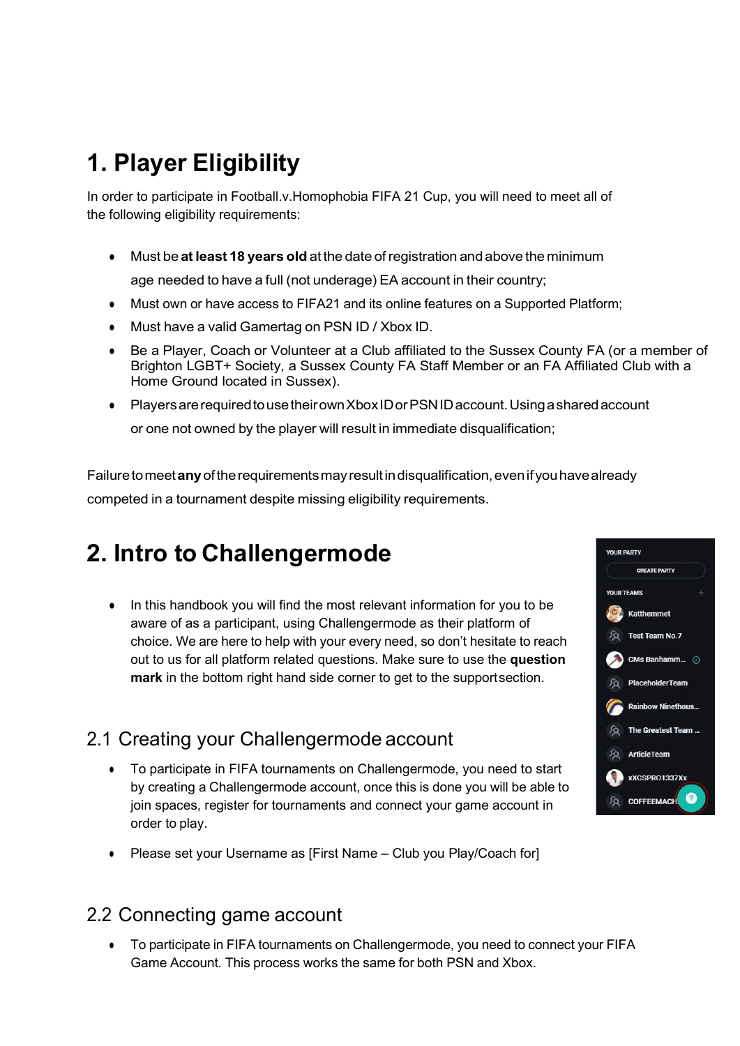# 1. Player Eligibility

In order to participate in Football.v.Homophobia FIFA 21 Cup, you will need to meet all of the following eligibility requirements:

- Must be **at least 18 years old** at the date of registration and above the minimum age needed to have a full (not underage) EA account in their country;
- Must own or have access to FIFA21 and its online features on a Supported Platform;
- Must have a valid Gamertag on PSN ID / Xbox ID.
- Be a Player, Coach or Volunteer at a Club affiliated to the Sussex County FA (or a member of Brighton LGBT+ Society, a Sussex County FA Staff Member or an FA Affiliated Club with a Home Ground located in Sussex).
- Players are required to use their own Xbox ID or PSN ID account. Using a shared account or one not owned by the player will result in immediate disqualification;

Failure to meet **any** of the requirements may result in disqualification, even if you have already competed in a tournament despite missing eligibility requirements.

# 2. Intro to Challengermode

- In this handbook you will find the most relevant information for you to be aware of as a participant, using Challengermode as their platform of choice. We are here to help with your every need, so don't hesitate to reach out to us for all platform related questions. Make sure to use the **question mark** in the bottom right hand side corner to get to the support section.

## 2.1 Creating your Challengermode account

- To participate in FIFA tournaments on Challengermode, you need to start by creating a Challengermode account, once this is done you will be able to join spaces, register for tournaments and connect your game account in order to play.
- Please set your Username as [First Name – Club you Play/Coach for]

## 2.2 Connecting game account

- To participate in FIFA tournaments on Challengermode, you need to connect your FIFA Game Account. This process works the same for both PSN and Xbox.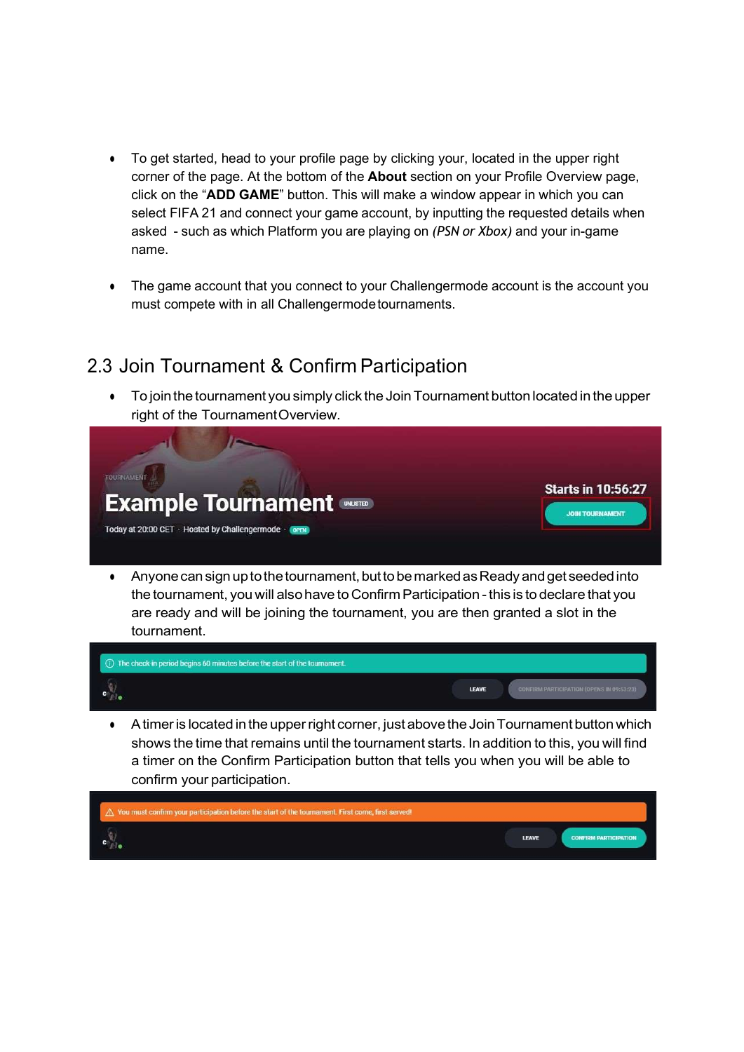- To get started, head to your profile page by clicking your, located in the upper right corner of the page. At the bottom of the **About** section on your Profile Overview page, click on the "**ADD GAME**" button. This will make a window appear in which you can select FIFA 21 and connect your game account, by inputting the requested details when asked - such as which Platform you are playing on *(PSN or Xbox)* and your in-game name.

- The game account that you connect to your Challengermode account is the account you must compete with in all Challengermode tournaments.

## 2.3 Join Tournament & Confirm Participation

- To join the tournament you simply click the Join Tournament button located in the upper right of the Tournament Overview.

- Anyone can sign up to the tournament, but to be marked as Ready and get seeded into the tournament, you will also have to Confirm Participation - this is to declare that you are ready and will be joining the tournament, you are then granted a slot in the tournament.

- A timer is located in the upper right corner, just above the Join Tournament button which shows the time that remains until the tournament starts. In addition to this, you will find a timer on the Confirm Participation button that tells you when you will be able to confirm your participation.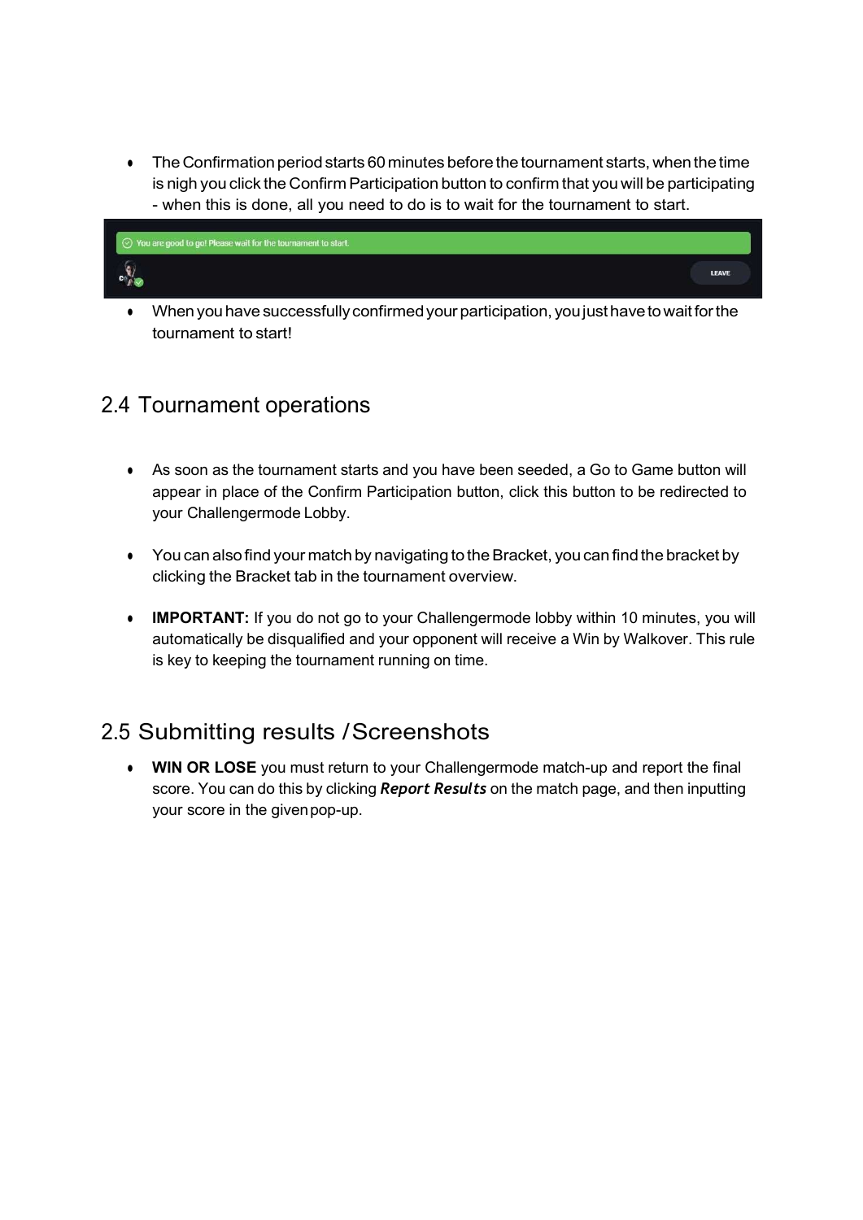- The Confirmation period starts 60 minutes before the tournament starts, when the time is nigh you click the Confirm Participation button to confirm that you will be participating - when this is done, all you need to do is to wait for the tournament to start.

- When you have successfully confirmed your participation, you just have to wait for the tournament to start!

## 2.4 Tournament operations

- As soon as the tournament starts and you have been seeded, a Go to Game button will appear in place of the Confirm Participation button, click this button to be redirected to your Challengermode Lobby.

- You can also find your match by navigating to the Bracket, you can find the bracket by clicking the Bracket tab in the tournament overview.

- **IMPORTANT:** If you do not go to your Challengermode lobby within 10 minutes, you will automatically be disqualified and your opponent will receive a Win by Walkover. This rule is key to keeping the tournament running on time.

## 2.5 Submitting results / Screenshots

- **WIN OR LOSE** you must return to your Challengermode match-up and report the final score. You can do this by clicking ***Report Results*** on the match page, and then inputting your score in the given pop-up.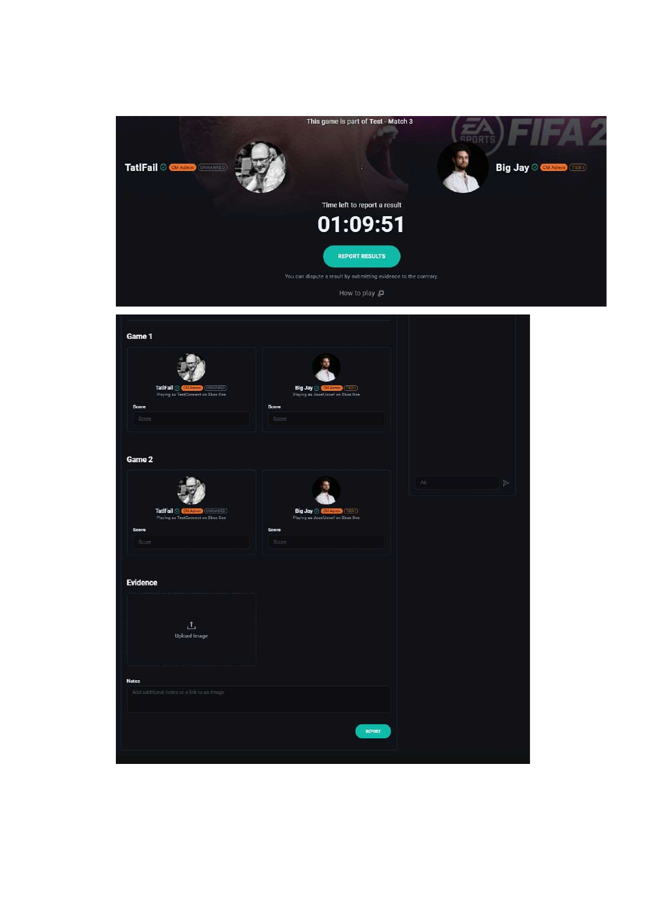This game is part of **Test** - Match 3

**TatlFail** CM Admin UNRANKED

**Big Jay** CM Admin TIER 1

Time left to report a result

# 01:09:51

REPORT RESULTS

You can dispute a result by submitting evidence to the contrary.

How to play

## Game 1

TatlFail CM Admin UNRANKED
Playing as TestConnect on Xbox One

Score

Big Jay CM Admin TIER 1
Playing as JosefJosef on Xbox One

Score

## Game 2

TatlFail CM Admin UNRANKED
Playing as TestConnect on Xbox One

Score

Big Jay CM Admin TIER 1
Playing as JosefJosef on Xbox One

Score

## Evidence

Upload Image

Notes

Add additional notes or a link to an image

REPORT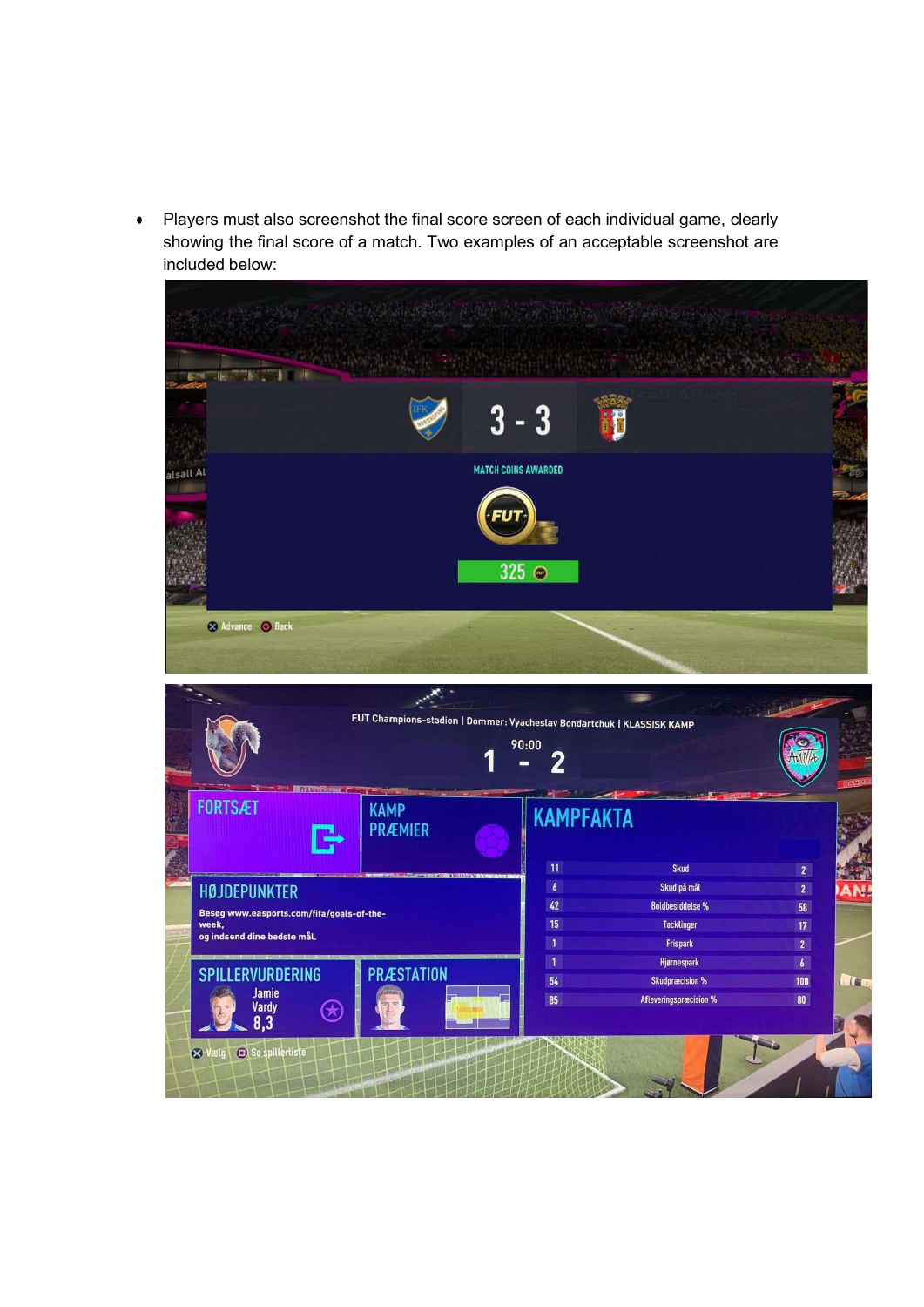- Players must also screenshot the final score screen of each individual game, clearly showing the final score of a match. Two examples of an acceptable screenshot are included below: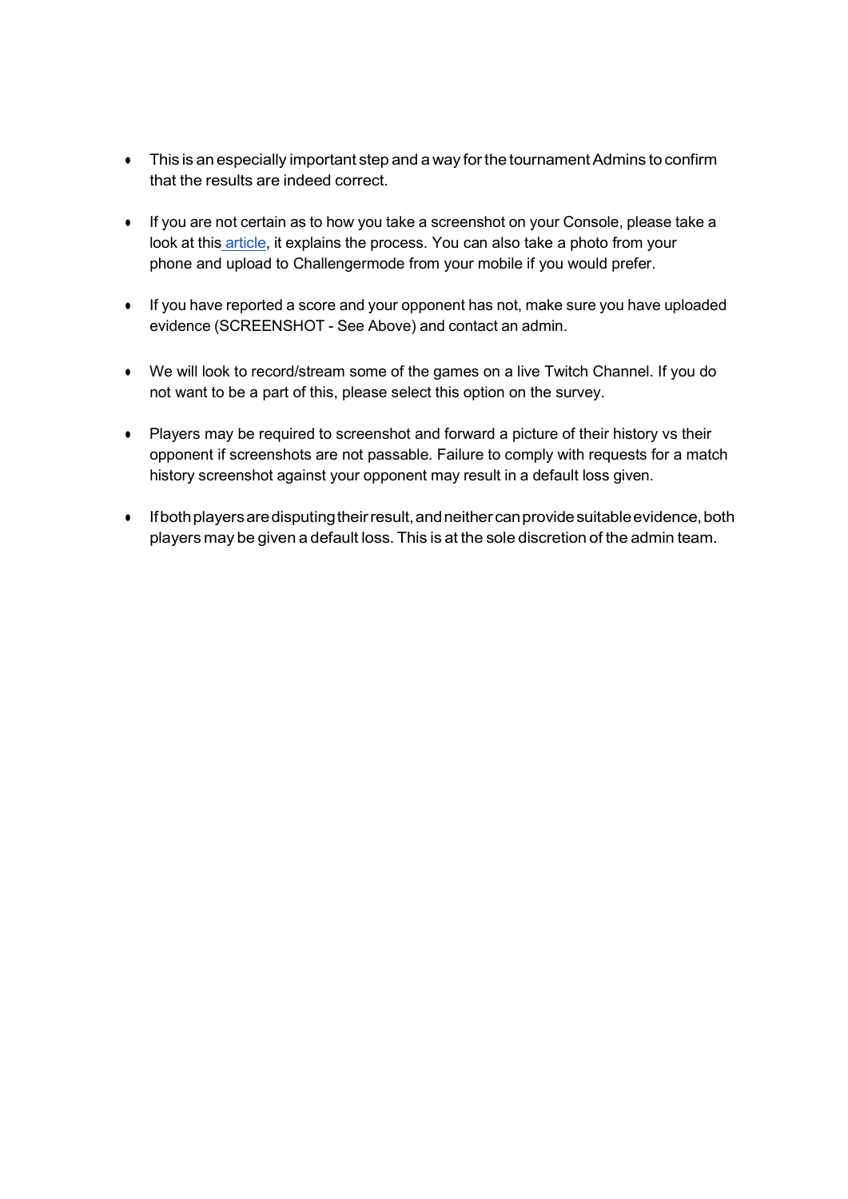- This is an especially important step and a way for the tournament Admins to confirm that the results are indeed correct.

- If you are not certain as to how you take a screenshot on your Console, please take a look at this article, it explains the process. You can also take a photo from your phone and upload to Challengermode from your mobile if you would prefer.

- If you have reported a score and your opponent has not, make sure you have uploaded evidence (SCREENSHOT - See Above) and contact an admin.

- We will look to record/stream some of the games on a live Twitch Channel. If you do not want to be a part of this, please select this option on the survey.

- Players may be required to screenshot and forward a picture of their history vs their opponent if screenshots are not passable. Failure to comply with requests for a match history screenshot against your opponent may result in a default loss given.

- If both players are disputing their result, and neither can provide suitable evidence, both players may be given a default loss. This is at the sole discretion of the admin team.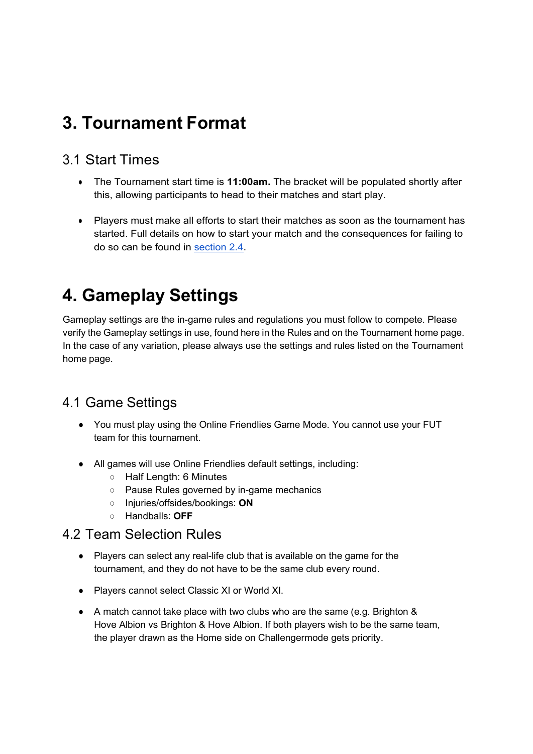# 3. Tournament Format

## 3.1 Start Times

- The Tournament start time is **11:00am.** The bracket will be populated shortly after this, allowing participants to head to their matches and start play.

- Players must make all efforts to start their matches as soon as the tournament has started. Full details on how to start your match and the consequences for failing to do so can be found in section 2.4.

# 4. Gameplay Settings

Gameplay settings are the in-game rules and regulations you must follow to compete. Please verify the Gameplay settings in use, found here in the Rules and on the Tournament home page. In the case of any variation, please always use the settings and rules listed on the Tournament home page.

## 4.1 Game Settings

- You must play using the Online Friendlies Game Mode. You cannot use your FUT team for this tournament.

- All games will use Online Friendlies default settings, including:
  - Half Length: 6 Minutes
  - Pause Rules governed by in-game mechanics
  - Injuries/offsides/bookings: **ON**
  - Handballs: **OFF**

## 4.2 Team Selection Rules

- Players can select any real-life club that is available on the game for the tournament, and they do not have to be the same club every round.

- Players cannot select Classic XI or World XI.

- A match cannot take place with two clubs who are the same (e.g. Brighton & Hove Albion vs Brighton & Hove Albion. If both players wish to be the same team, the player drawn as the Home side on Challengermode gets priority.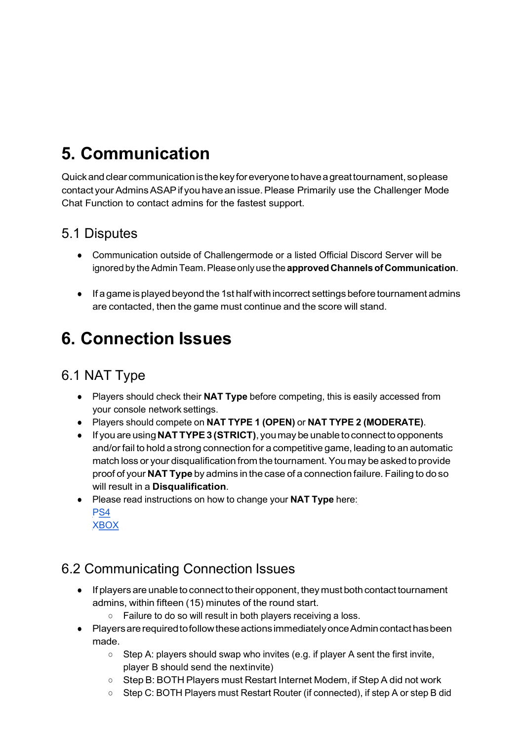# 5. Communication

Quick and clear communication is the key for everyone to have a great tournament, so please contact your Admins ASAP if you have an issue. Please Primarily use the Challenger Mode Chat Function to contact admins for the fastest support.

## 5.1 Disputes

- Communication outside of Challengermode or a listed Official Discord Server will be ignored by the Admin Team. Please only use the **approved Channels of Communication**.

- If a game is played beyond the 1st half with incorrect settings before tournament admins are contacted, then the game must continue and the score will stand.

# 6. Connection Issues

## 6.1 NAT Type

- Players should check their **NAT Type** before competing, this is easily accessed from your console network settings.
- Players should compete on **NAT TYPE 1 (OPEN)** or **NAT TYPE 2 (MODERATE)**.
- If you are using **NAT TYPE 3 (STRICT)**, you may be unable to connect to opponents and/or fail to hold a strong connection for a competitive game, leading to an automatic match loss or your disqualification from the tournament. You may be asked to provide proof of your **NAT Type** by admins in the case of a connection failure. Failing to do so will result in a **Disqualification**.
- Please read instructions on how to change your **NAT Type** here:
  PS4
  XBOX

## 6.2 Communicating Connection Issues

- If players are unable to connect to their opponent, they must both contact tournament admins, within fifteen (15) minutes of the round start.
  - Failure to do so will result in both players receiving a loss.
- Players are required to follow these actions immediately once Admin contact has been made.
  - Step A: players should swap who invites (e.g. if player A sent the first invite, player B should send the next invite)
  - Step B: BOTH Players must Restart Internet Modem, if Step A did not work
  - Step C: BOTH Players must Restart Router (if connected), if step A or step B did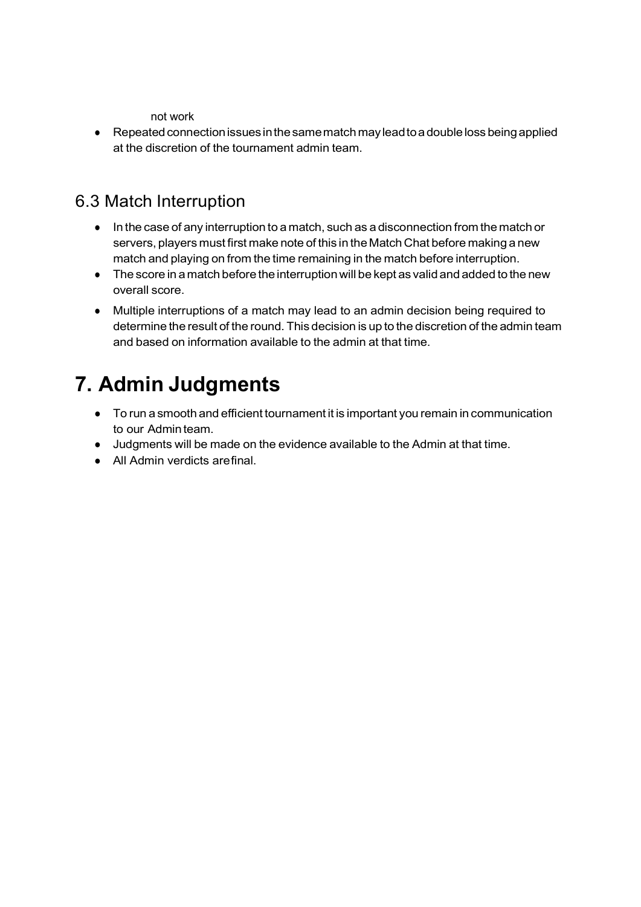not work

- Repeated connection issues in the same match may lead to a double loss being applied at the discretion of the tournament admin team.

## 6.3 Match Interruption

- In the case of any interruption to a match, such as a disconnection from the match or servers, players must first make note of this in the Match Chat before making a new match and playing on from the time remaining in the match before interruption.
- The score in a match before the interruption will be kept as valid and added to the new overall score.
- Multiple interruptions of a match may lead to an admin decision being required to determine the result of the round. This decision is up to the discretion of the admin team and based on information available to the admin at that time.

# 7. Admin Judgments

- To run a smooth and efficient tournament it is important you remain in communication to our Admin team.
- Judgments will be made on the evidence available to the Admin at that time.
- All Admin verdicts are final.